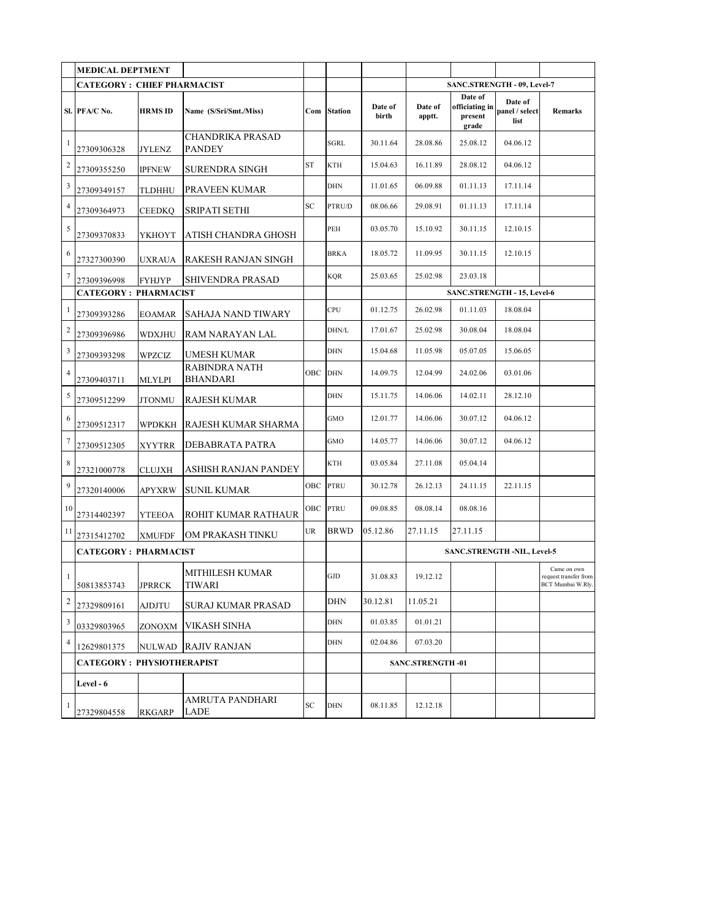| | MEDICAL DEPTMENT | | | | | | | | | |
|---|---|---|---|---|---|---|---|---|---|---|
| | CATEGORY : CHIEF PHARMACIST | | | | | | SANC.STRENGTH - 09, Level-7 | | | |
| Sl. | PFA/C No. | HRMS ID | Name (S/Sri/Smt./Miss) | Com | Station | Date of birth | Date of apptt. | Date of officiating in present grade | Date of panel / select list | Remarks |
| 1 | 27309306328 | JYLENZ | CHANDRIKA PRASAD PANDEY | | SGRL | 30.11.64 | 28.08.86 | 25.08.12 | 04.06.12 | |
| 2 | 27309355250 | IPFNEW | SURENDRA SINGH | ST | KTH | 15.04.63 | 16.11.89 | 28.08.12 | 04.06.12 | |
| 3 | 27309349157 | TLDHHU | PRAVEEN KUMAR | | DHN | 11.01.65 | 06.09.88 | 01.11.13 | 17.11.14 | |
| 4 | 27309364973 | CEEDKQ | SRIPATI SETHI | SC | PTRU/D | 08.06.66 | 29.08.91 | 01.11.13 | 17.11.14 | |
| 5 | 27309370833 | YKHOYT | ATISH CHANDRA GHOSH | | PEH | 03.05.70 | 15.10.92 | 30.11.15 | 12.10.15 | |
| 6 | 27327300390 | UXRAUA | RAKESH RANJAN SINGH | | BRKA | 18.05.72 | 11.09.95 | 30.11.15 | 12.10.15 | |
| 7 | 27309396998 | FYHJYP | SHIVENDRA PRASAD | | KQR | 25.03.65 | 25.02.98 | 23.03.18 | | |
| | CATEGORY : PHARMACIST | | | | | | SANC.STRENGTH - 15, Level-6 | | | |
| 1 | 27309393286 | EOAMAR | SAHAJA NAND TIWARY | | CPU | 01.12.75 | 26.02.98 | 01.11.03 | 18.08.04 | |
| 2 | 27309396986 | WDXJHU | RAM NARAYAN LAL | | DHN/L | 17.01.67 | 25.02.98 | 30.08.04 | 18.08.04 | |
| 3 | 27309393298 | WPZCIZ | UMESH KUMAR | | DHN | 15.04.68 | 11.05.98 | 05.07.05 | 15.06.05 | |
| 4 | 27309403711 | MLYLPI | RABINDRA NATH BHANDARI | OBC | DHN | 14.09.75 | 12.04.99 | 24.02.06 | 03.01.06 | |
| 5 | 27309512299 | JTONMU | RAJESH KUMAR | | DHN | 15.11.75 | 14.06.06 | 14.02.11 | 28.12.10 | |
| 6 | 27309512317 | WPDKKH | RAJESH KUMAR SHARMA | | GMO | 12.01.77 | 14.06.06 | 30.07.12 | 04.06.12 | |
| 7 | 27309512305 | XYYTRR | DEBABRATA PATRA | | GMO | 14.05.77 | 14.06.06 | 30.07.12 | 04.06.12 | |
| 8 | 27321000778 | CLUJXH | ASHISH RANJAN PANDEY | | KTH | 03.05.84 | 27.11.08 | 05.04.14 | | |
| 9 | 27320140006 | APYXRW | SUNIL KUMAR | OBC | PTRU | 30.12.78 | 26.12.13 | 24.11.15 | 22.11.15 | |
| 10 | 27314402397 | YTEEOA | ROHIT KUMAR RATHAUR | OBC | PTRU | 09.08.85 | 08.08.14 | 08.08.16 | | |
| 11 | 27315412702 | XMUFDF | OM PRAKASH TINKU | UR | BRWD | 05.12.86 | 27.11.15 | 27.11.15 | | |
| | CATEGORY : PHARMACIST | | | | | | SANC.STRENGTH -NIL, Level-5 | | | |
| 1 | 50813853743 | JPRRCK | MITHILESH KUMAR TIWARI | | GJD | 31.08.83 | 19.12.12 | | | Came on own request transfer from BCT Mumbai W.Rly. |
| 2 | 27329809161 | AJDJTU | SURAJ KUMAR PRASAD | | DHN | 30.12.81 | 11.05.21 | | | |
| 3 | 03329803965 | ZONOXM | VIKASH SINHA | | DHN | 01.03.85 | 01.01.21 | | | |
| 4 | 12629801375 | NULWAD | RAJIV RANJAN | | DHN | 02.04.86 | 07.03.20 | | | |
| | CATEGORY : PHYSIOTHERAPIST | | | | | SANC.STRENGTH -01 | | | | |
| | Level - 6 | | | | | | | | | |
| 1 | 27329804558 | RKGARP | AMRUTA PANDHARI LADE | SC | DHN | 08.11.85 | 12.12.18 | | | |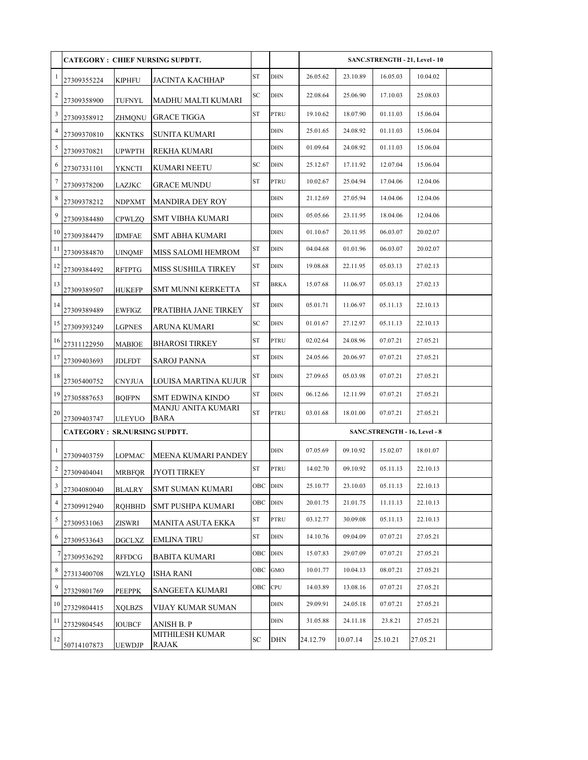| | | | | | | | | | | |
|---|---|---|---|---|---|---|---|---|---|---|
| | **CATEGORY : CHIEF NURSING SUPDTT.** | | | | | **SANC.STRENGTH - 21, Level - 10** | | | | |
| 1 | 27309355224 | KIPHFU | JACINTA KACHHAP | ST | DHN | 26.05.62 | 23.10.89 | 16.05.03 | 10.04.02 | |
| 2 | 27309358900 | TUFNYL | MADHU MALTI KUMARI | SC | DHN | 22.08.64 | 25.06.90 | 17.10.03 | 25.08.03 | |
| 3 | 27309358912 | ZHMQNU | GRACE TIGGA | ST | PTRU | 19.10.62 | 18.07.90 | 01.11.03 | 15.06.04 | |
| 4 | 27309370810 | KKNTKS | SUNITA KUMARI | | DHN | 25.01.65 | 24.08.92 | 01.11.03 | 15.06.04 | |
| 5 | 27309370821 | UPWPTH | REKHA KUMARI | | DHN | 01.09.64 | 24.08.92 | 01.11.03 | 15.06.04 | |
| 6 | 27307331101 | YKNCTI | KUMARI NEETU | SC | DHN | 25.12.67 | 17.11.92 | 12.07.04 | 15.06.04 | |
| 7 | 27309378200 | LAZJKC | GRACE MUNDU | ST | PTRU | 10.02.67 | 25.04.94 | 17.04.06 | 12.04.06 | |
| 8 | 27309378212 | NDPXMT | MANDIRA DEY ROY | | DHN | 21.12.69 | 27.05.94 | 14.04.06 | 12.04.06 | |
| 9 | 27309384480 | CPWLZQ | SMT VIBHA KUMARI | | DHN | 05.05.66 | 23.11.95 | 18.04.06 | 12.04.06 | |
| 10 | 27309384479 | IDMFAE | SMT ABHA KUMARI | | DHN | 01.10.67 | 20.11.95 | 06.03.07 | 20.02.07 | |
| 11 | 27309384870 | UINQMF | MISS SALOMI HEMROM | ST | DHN | 04.04.68 | 01.01.96 | 06.03.07 | 20.02.07 | |
| 12 | 27309384492 | RFTPTG | MISS SUSHILA TIRKEY | ST | DHN | 19.08.68 | 22.11.95 | 05.03.13 | 27.02.13 | |
| 13 | 27309389507 | HUKEFP | SMT MUNNI KERKETTA | ST | BRKA | 15.07.68 | 11.06.97 | 05.03.13 | 27.02.13 | |
| 14 | 27309389489 | EWFIGZ | PRATIBHA JANE TIRKEY | ST | DHN | 05.01.71 | 11.06.97 | 05.11.13 | 22.10.13 | |
| 15 | 27309393249 | LGPNES | ARUNA KUMARI | SC | DHN | 01.01.67 | 27.12.97 | 05.11.13 | 22.10.13 | |
| 16 | 27311122950 | MABIOE | BHAROSI TIRKEY | ST | PTRU | 02.02.64 | 24.08.96 | 07.07.21 | 27.05.21 | |
| 17 | 27309403693 | JDLFDT | SAROJ PANNA | ST | DHN | 24.05.66 | 20.06.97 | 07.07.21 | 27.05.21 | |
| 18 | 27305400752 | CNYJUA | LOUISA MARTINA KUJUR | ST | DHN | 27.09.65 | 05.03.98 | 07.07.21 | 27.05.21 | |
| 19 | 27305887653 | BQIFPN | SMT EDWINA KINDO | ST | DHN | 06.12.66 | 12.11.99 | 07.07.21 | 27.05.21 | |
| 20 | 27309403747 | ULEYUO | MANJU ANITA KUMARI BARA | ST | PTRU | 03.01.68 | 18.01.00 | 07.07.21 | 27.05.21 | |
| | **CATEGORY : SR.NURSING SUPDTT.** | | | | | **SANC.STRENGTH - 16, Level - 8** | | | | |
| 1 | 27309403759 | LOPMAC | MEENA KUMARI PANDEY | | DHN | 07.05.69 | 09.10.92 | 15.02.07 | 18.01.07 | |
| 2 | 27309404041 | MRBFQR | JYOTI TIRKEY | ST | PTRU | 14.02.70 | 09.10.92 | 05.11.13 | 22.10.13 | |
| 3 | 27304080040 | BLALRY | SMT SUMAN KUMARI | OBC | DHN | 25.10.77 | 23.10.03 | 05.11.13 | 22.10.13 | |
| 4 | 27309912940 | RQHBHD | SMT PUSHPA KUMARI | OBC | DHN | 20.01.75 | 21.01.75 | 11.11.13 | 22.10.13 | |
| 5 | 27309531063 | ZISWRI | MANITA ASUTA EKKA | ST | PTRU | 03.12.77 | 30.09.08 | 05.11.13 | 22.10.13 | |
| 6 | 27309533643 | DGCLXZ | EMLINA TIRU | ST | DHN | 14.10.76 | 09.04.09 | 07.07.21 | 27.05.21 | |
| 7 | 27309536292 | RFFDCG | BABITA KUMARI | OBC | DHN | 15.07.83 | 29.07.09 | 07.07.21 | 27.05.21 | |
| 8 | 27313400708 | WZLYLQ | ISHA RANI | OBC | GMO | 10.01.77 | 10.04.13 | 08.07.21 | 27.05.21 | |
| 9 | 27329801769 | PEEPPK | SANGEETA KUMARI | OBC | CPU | 14.03.89 | 13.08.16 | 07.07.21 | 27.05.21 | |
| 10 | 27329804415 | XQLBZS | VIJAY KUMAR SUMAN | | DHN | 29.09.91 | 24.05.18 | 07.07.21 | 27.05.21 | |
| 11 | 27329804545 | IOUBCF | ANISH B. P | | DHN | 31.05.88 | 24.11.18 | 23.8.21 | 27.05.21 | |
| 12 | 50714107873 | UEWDJP | MITHILESH KUMAR RAJAK | SC | DHN | 24.12.79 | 10.07.14 | 25.10.21 | 27.05.21 | |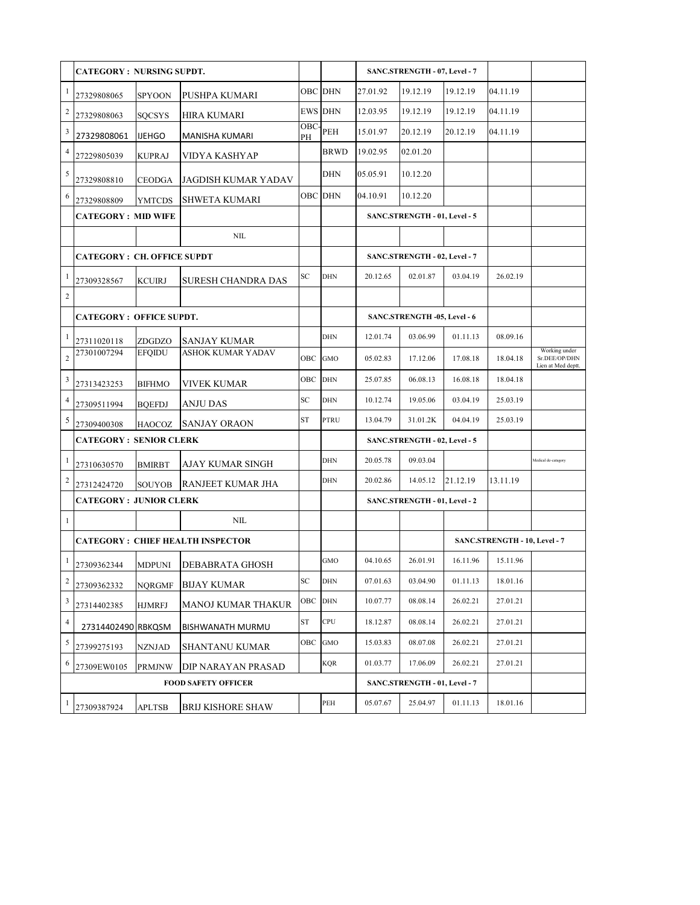| | | | | | | | | | | |
|---|---|---|---|---|---|---|---|---|---|---|
| | **CATEGORY : NURSING SUPDT.** | | | | | **SANC.STRENGTH - 07, Level - 7** | | | | |
| 1 | 27329808065 | SPYOON | PUSHPA KUMARI | OBC | DHN | 27.01.92 | 19.12.19 | 19.12.19 | 04.11.19 | |
| 2 | 27329808063 | SQCSYS | HIRA KUMARI | EWS | DHN | 12.03.95 | 19.12.19 | 19.12.19 | 04.11.19 | |
| 3 | 27329808061 | IJEHGO | MANISHA KUMARI | OBC-PH | PEH | 15.01.97 | 20.12.19 | 20.12.19 | 04.11.19 | |
| 4 | 27229805039 | KUPRAJ | VIDYA KASHYAP | | BRWD | 19.02.95 | 02.01.20 | | | |
| 5 | 27329808810 | CEODGA | JAGDISH KUMAR YADAV | | DHN | 05.05.91 | 10.12.20 | | | |
| 6 | 27329808809 | YMTCDS | SHWETA KUMARI | OBC | DHN | 04.10.91 | 10.12.20 | | | |
| | **CATEGORY : MID WIFE** | | | | | **SANC.STRENGTH - 01, Level - 5** | | | | |
| | | | NIL | | | | | | | |
| | **CATEGORY : CH. OFFICE SUPDT** | | | | | **SANC.STRENGTH - 02, Level - 7** | | | | |
| 1 | 27309328567 | KCUIRJ | SURESH CHANDRA DAS | SC | DHN | 20.12.65 | 02.01.87 | 03.04.19 | 26.02.19 | |
| 2 | | | | | | | | | | |
| | **CATEGORY : OFFICE SUPDT.** | | | | | **SANC.STRENGTH -05, Level - 6** | | | | |
| 1 | 27311020118 | ZDGDZO | SANJAY KUMAR | | DHN | 12.01.74 | 03.06.99 | 01.11.13 | 08.09.16 | |
| 2 | 27301007294 | EFQIDU | ASHOK KUMAR YADAV | OBC | GMO | 05.02.83 | 17.12.06 | 17.08.18 | 18.04.18 | Working under Sr.DEE/OP/DHN Lien at Med deptt. |
| 3 | 27313423253 | BIFHMO | VIVEK KUMAR | OBC | DHN | 25.07.85 | 06.08.13 | 16.08.18 | 18.04.18 | |
| 4 | 27309511994 | BQEFDJ | ANJU DAS | SC | DHN | 10.12.74 | 19.05.06 | 03.04.19 | 25.03.19 | |
| 5 | 27309400308 | HAOCOZ | SANJAY ORAON | ST | PTRU | 13.04.79 | 31.01.2K | 04.04.19 | 25.03.19 | |
| | **CATEGORY : SENIOR CLERK** | | | | | **SANC.STRENGTH - 02, Level - 5** | | | | |
| 1 | 27310630570 | BMIRBT | AJAY KUMAR SINGH | | DHN | 20.05.78 | 09.03.04 | | | Medical de-catagory |
| 2 | 27312424720 | SOUYOB | RANJEET KUMAR JHA | | DHN | 20.02.86 | 14.05.12 | 21.12.19 | 13.11.19 | |
| | **CATEGORY : JUNIOR CLERK** | | | | | **SANC.STRENGTH - 01, Level - 2** | | | | |
| 1 | | | NIL | | | | | | | |
| | **CATEGORY : CHIEF HEALTH INSPECTOR** | | | | | | | **SANC.STRENGTH - 10, Level - 7** | | |
| 1 | 27309362344 | MDPUNI | DEBABRATA GHOSH | | GMO | 04.10.65 | 26.01.91 | 16.11.96 | 15.11.96 | |
| 2 | 27309362332 | NQRGMF | BIJAY KUMAR | SC | DHN | 07.01.63 | 03.04.90 | 01.11.13 | 18.01.16 | |
| 3 | 27314402385 | HJMRFJ | MANOJ KUMAR THAKUR | OBC | DHN | 10.07.77 | 08.08.14 | 26.02.21 | 27.01.21 | |
| 4 | 27314402490 | RBKQSM | BISHWANATH MURMU | ST | CPU | 18.12.87 | 08.08.14 | 26.02.21 | 27.01.21 | |
| 5 | 27399275193 | NZNJAD | SHANTANU KUMAR | OBC | GMO | 15.03.83 | 08.07.08 | 26.02.21 | 27.01.21 | |
| 6 | 27309EW0105 | PRMJNW | DIP NARAYAN PRASAD | | KQR | 01.03.77 | 17.06.09 | 26.02.21 | 27.01.21 | |
| | **FOOD SAFETY OFFICER** | | | | | **SANC.STRENGTH - 01, Level - 7** | | | | |
| 1 | 27309387924 | APLTSB | BRIJ KISHORE SHAW | | PEH | 05.07.67 | 25.04.97 | 01.11.13 | 18.01.16 | |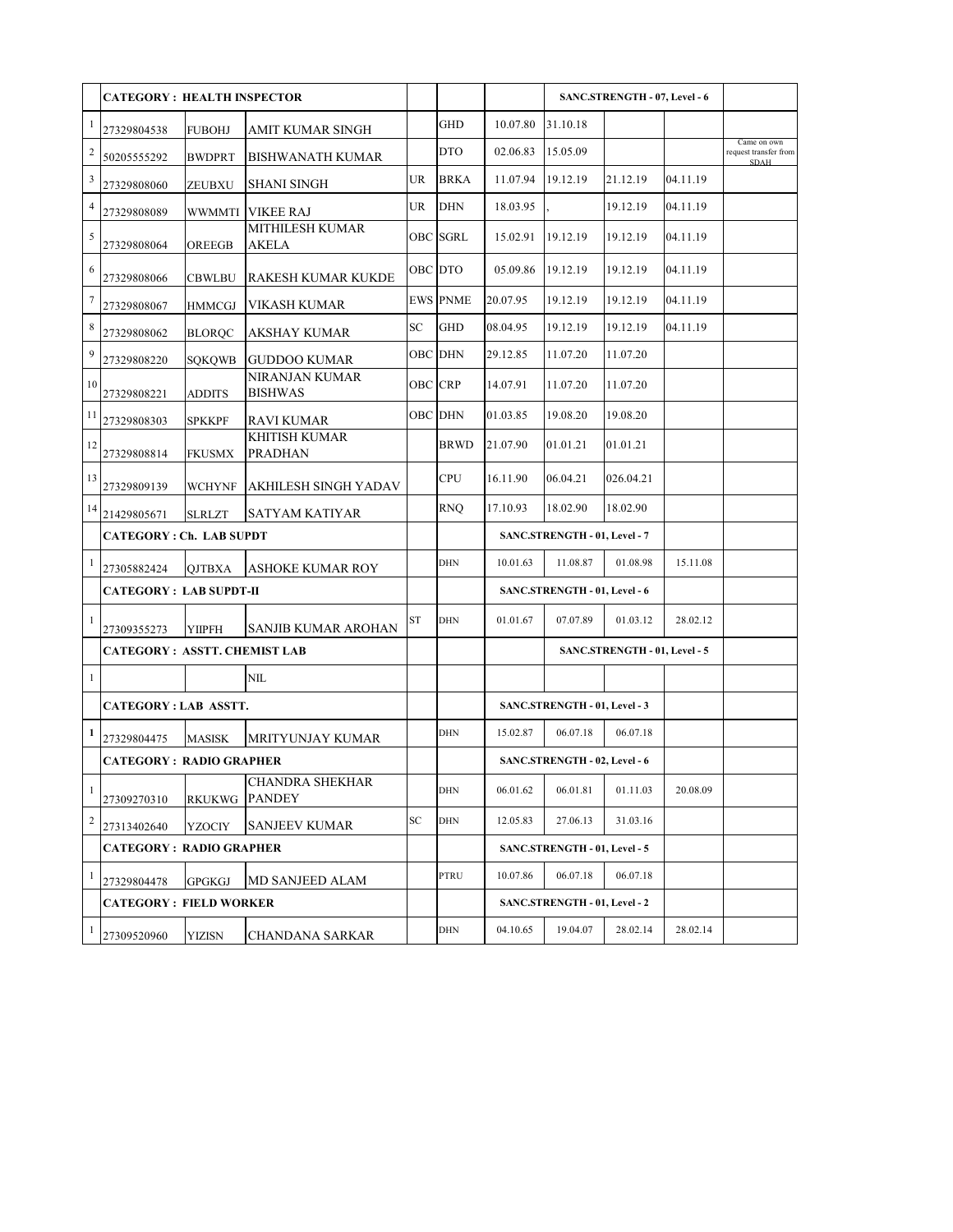| | | | | | | | | | | |
|---|---|---|---|---|---|---|---|---|---|---|
| | **CATEGORY : HEALTH INSPECTOR** | | | | | | **SANC.STRENGTH - 07, Level - 6** | | | |
| 1 | 27329804538 | FUBOHJ | AMIT KUMAR SINGH | | GHD | 10.07.80 | 31.10.18 | | | |
| 2 | 50205555292 | BWDPRT | BISHWANATH KUMAR | | DTO | 02.06.83 | 15.05.09 | | | Came on own request transfer from SDAH |
| 3 | 27329808060 | ZEUBXU | SHANI SINGH | UR | BRKA | 11.07.94 | 19.12.19 | 21.12.19 | 04.11.19 | |
| 4 | 27329808089 | WWMMTI | VIKEE RAJ | UR | DHN | 18.03.95 | , | 19.12.19 | 04.11.19 | |
| 5 | 27329808064 | OREEGB | MITHILESH KUMAR AKELA | OBC | SGRL | 15.02.91 | 19.12.19 | 19.12.19 | 04.11.19 | |
| 6 | 27329808066 | CBWLBU | RAKESH KUMAR KUKDE | OBC | DTO | 05.09.86 | 19.12.19 | 19.12.19 | 04.11.19 | |
| 7 | 27329808067 | HMMCGJ | VIKASH KUMAR | EWS | PNME | 20.07.95 | 19.12.19 | 19.12.19 | 04.11.19 | |
| 8 | 27329808062 | BLORQC | AKSHAY KUMAR | SC | GHD | 08.04.95 | 19.12.19 | 19.12.19 | 04.11.19 | |
| 9 | 27329808220 | SQKQWB | GUDDOO KUMAR | OBC | DHN | 29.12.85 | 11.07.20 | 11.07.20 | | |
| 10 | 27329808221 | ADDITS | NIRANJAN KUMAR BISHWAS | OBC | CRP | 14.07.91 | 11.07.20 | 11.07.20 | | |
| 11 | 27329808303 | SPKKPF | RAVI KUMAR | OBC | DHN | 01.03.85 | 19.08.20 | 19.08.20 | | |
| 12 | 27329808814 | FKUSMX | KHITISH KUMAR PRADHAN | | BRWD | 21.07.90 | 01.01.21 | 01.01.21 | | |
| 13 | 27329809139 | WCHYNF | AKHILESH SINGH YADAV | | CPU | 16.11.90 | 06.04.21 | 026.04.21 | | |
| 14 | 21429805671 | SLRLZT | SATYAM KATIYAR | | RNQ | 17.10.93 | 18.02.90 | 18.02.90 | | |
| | **CATEGORY : Ch. LAB SUPDT** | | | | | | **SANC.STRENGTH - 01, Level - 7** | | | |
| 1 | 27305882424 | QJTBXA | ASHOKE KUMAR ROY | | DHN | 10.01.63 | 11.08.87 | 01.08.98 | 15.11.08 | |
| | **CATEGORY : LAB SUPDT-II** | | | | | | **SANC.STRENGTH - 01, Level - 6** | | | |
| 1 | 27309355273 | YIIPFH | SANJIB KUMAR AROHAN | ST | DHN | 01.01.67 | 07.07.89 | 01.03.12 | 28.02.12 | |
| | **CATEGORY : ASSTT. CHEMIST LAB** | | | | | | | **SANC.STRENGTH - 01, Level - 5** | | |
| 1 | | | NIL | | | | | | | |
| | **CATEGORY : LAB ASSTT.** | | | | | | **SANC.STRENGTH - 01, Level - 3** | | | |
| 1 | 27329804475 | MASISK | MRITYUNJAY KUMAR | | DHN | 15.02.87 | 06.07.18 | 06.07.18 | | |
| | **CATEGORY : RADIO GRAPHER** | | | | | | **SANC.STRENGTH - 02, Level - 6** | | | |
| 1 | 27309270310 | RKUKWG | CHANDRA SHEKHAR PANDEY | | DHN | 06.01.62 | 06.01.81 | 01.11.03 | 20.08.09 | |
| 2 | 27313402640 | YZOCIY | SANJEEV KUMAR | SC | DHN | 12.05.83 | 27.06.13 | 31.03.16 | | |
| | **CATEGORY : RADIO GRAPHER** | | | | | | **SANC.STRENGTH - 01, Level - 5** | | | |
| 1 | 27329804478 | GPGKGJ | MD SANJEED ALAM | | PTRU | 10.07.86 | 06.07.18 | 06.07.18 | | |
| | **CATEGORY : FIELD WORKER** | | | | | | **SANC.STRENGTH - 01, Level - 2** | | | |
| 1 | 27309520960 | YIZISN | CHANDANA SARKAR | | DHN | 04.10.65 | 19.04.07 | 28.02.14 | 28.02.14 | |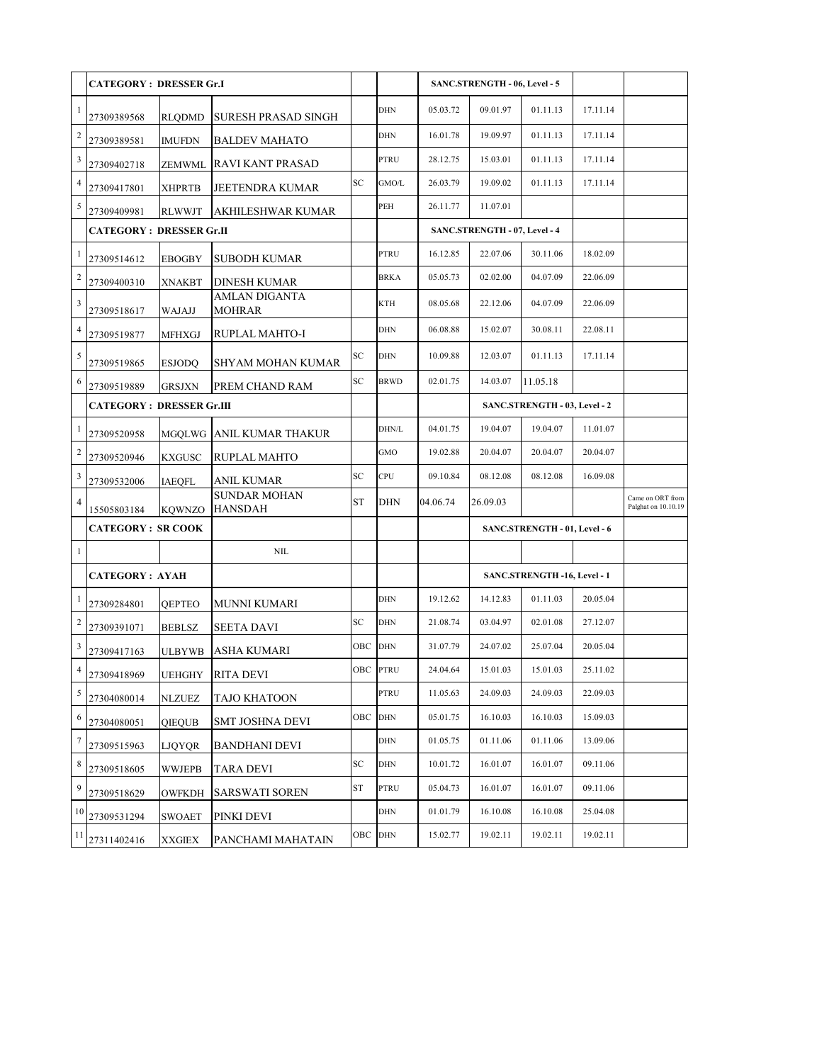| | | | | | | | | | | |
|---|---|---|---|---|---|---|---|---|---|---|
| | **CATEGORY : DRESSER Gr.I** | | | | | **SANC.STRENGTH - 06, Level - 5** | | | | |
| 1 | 27309389568 | RLQDMD | SURESH PRASAD SINGH | | DHN | 05.03.72 | 09.01.97 | 01.11.13 | 17.11.14 | |
| 2 | 27309389581 | IMUFDN | BALDEV MAHATO | | DHN | 16.01.78 | 19.09.97 | 01.11.13 | 17.11.14 | |
| 3 | 27309402718 | ZEMWML | RAVI KANT PRASAD | | PTRU | 28.12.75 | 15.03.01 | 01.11.13 | 17.11.14 | |
| 4 | 27309417801 | XHPRTB | JEETENDRA KUMAR | SC | GMO/L | 26.03.79 | 19.09.02 | 01.11.13 | 17.11.14 | |
| 5 | 27309409981 | RLWWJT | AKHILESHWAR KUMAR | | PEH | 26.11.77 | 11.07.01 | | | |
| | **CATEGORY : DRESSER Gr.II** | | | | | **SANC.STRENGTH - 07, Level - 4** | | | | |
| 1 | 27309514612 | EBOGBY | SUBODH KUMAR | | PTRU | 16.12.85 | 22.07.06 | 30.11.06 | 18.02.09 | |
| 2 | 27309400310 | XNAKBT | DINESH KUMAR | | BRKA | 05.05.73 | 02.02.00 | 04.07.09 | 22.06.09 | |
| 3 | 27309518617 | WAJAJJ | AMLAN DIGANTA MOHRAR | | KTH | 08.05.68 | 22.12.06 | 04.07.09 | 22.06.09 | |
| 4 | 27309519877 | MFHXGJ | RUPLAL MAHTO-I | | DHN | 06.08.88 | 15.02.07 | 30.08.11 | 22.08.11 | |
| 5 | 27309519865 | ESJODQ | SHYAM MOHAN KUMAR | SC | DHN | 10.09.88 | 12.03.07 | 01.11.13 | 17.11.14 | |
| 6 | 27309519889 | GRSJXN | PREM CHAND RAM | SC | BRWD | 02.01.75 | 14.03.07 | 11.05.18 | | |
| | **CATEGORY : DRESSER Gr.III** | | | | | | **SANC.STRENGTH - 03, Level - 2** | | | |
| 1 | 27309520958 | MGQLWG | ANIL KUMAR THAKUR | | DHN/L | 04.01.75 | 19.04.07 | 19.04.07 | 11.01.07 | |
| 2 | 27309520946 | KXGUSC | RUPLAL MAHTO | | GMO | 19.02.88 | 20.04.07 | 20.04.07 | 20.04.07 | |
| 3 | 27309532006 | IAEQFL | ANIL KUMAR | SC | CPU | 09.10.84 | 08.12.08 | 08.12.08 | 16.09.08 | |
| 4 | 15505803184 | KQWNZO | SUNDAR MOHAN HANSDAH | ST | DHN | 04.06.74 | 26.09.03 | | | Came on ORT from Palghat on 10.10.19 |
| | **CATEGORY : SR COOK** | | | | | | **SANC.STRENGTH - 01, Level - 6** | | | |
| 1 | | | NIL | | | | | | | |
| | **CATEGORY : AYAH** | | | | | | **SANC.STRENGTH -16, Level - 1** | | | |
| 1 | 27309284801 | QEPTEO | MUNNI KUMARI | | DHN | 19.12.62 | 14.12.83 | 01.11.03 | 20.05.04 | |
| 2 | 27309391071 | BEBLSZ | SEETA DAVI | SC | DHN | 21.08.74 | 03.04.97 | 02.01.08 | 27.12.07 | |
| 3 | 27309417163 | ULBYWB | ASHA KUMARI | OBC | DHN | 31.07.79 | 24.07.02 | 25.07.04 | 20.05.04 | |
| 4 | 27309418969 | UEHGHY | RITA DEVI | OBC | PTRU | 24.04.64 | 15.01.03 | 15.01.03 | 25.11.02 | |
| 5 | 27304080014 | NLZUEZ | TAJO KHATOON | | PTRU | 11.05.63 | 24.09.03 | 24.09.03 | 22.09.03 | |
| 6 | 27304080051 | QIEQUB | SMT JOSHNA DEVI | OBC | DHN | 05.01.75 | 16.10.03 | 16.10.03 | 15.09.03 | |
| 7 | 27309515963 | LJQYQR | BANDHANI DEVI | | DHN | 01.05.75 | 01.11.06 | 01.11.06 | 13.09.06 | |
| 8 | 27309518605 | WWJEPB | TARA DEVI | SC | DHN | 10.01.72 | 16.01.07 | 16.01.07 | 09.11.06 | |
| 9 | 27309518629 | OWFKDH | SARSWATI SOREN | ST | PTRU | 05.04.73 | 16.01.07 | 16.01.07 | 09.11.06 | |
| 10 | 27309531294 | SWOAET | PINKI DEVI | | DHN | 01.01.79 | 16.10.08 | 16.10.08 | 25.04.08 | |
| 11 | 27311402416 | XXGIEX | PANCHAMI MAHATAIN | OBC | DHN | 15.02.77 | 19.02.11 | 19.02.11 | 19.02.11 | |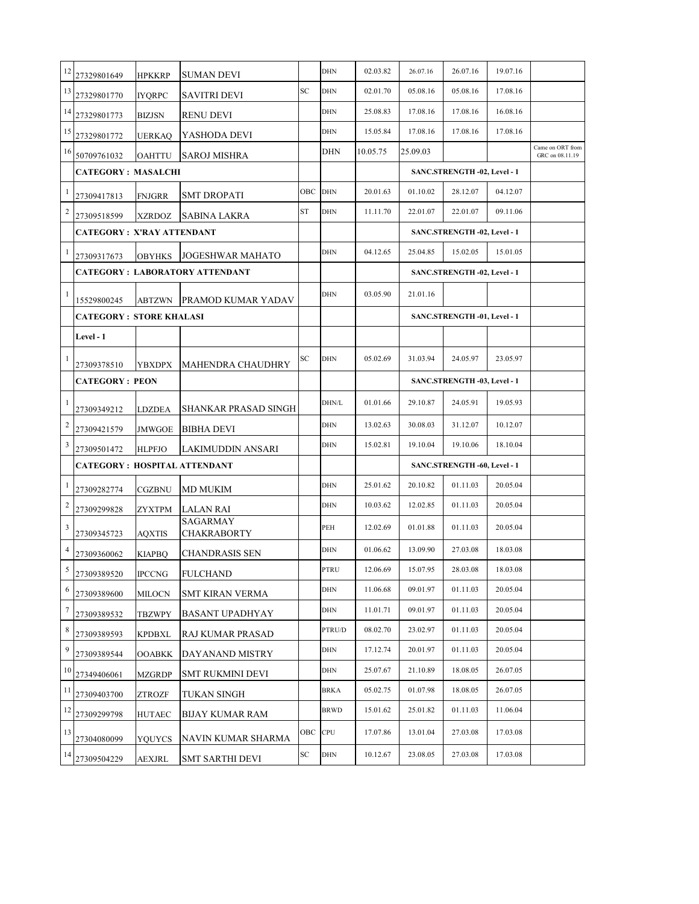| | | | | | | | | | | |
|---|---|---|---|---|---|---|---|---|---|---|
| 12 | 27329801649 | HPKKRP | SUMAN DEVI | | DHN | 02.03.82 | 26.07.16 | 26.07.16 | 19.07.16 | |
| 13 | 27329801770 | IYQRPC | SAVITRI DEVI | SC | DHN | 02.01.70 | 05.08.16 | 05.08.16 | 17.08.16 | |
| 14 | 27329801773 | BIZJSN | RENU DEVI | | DHN | 25.08.83 | 17.08.16 | 17.08.16 | 16.08.16 | |
| 15 | 27329801772 | UERKAQ | YASHODA DEVI | | DHN | 15.05.84 | 17.08.16 | 17.08.16 | 17.08.16 | |
| 16 | 50709761032 | OAHTTU | SAROJ MISHRA | | DHN | 10.05.75 | 25.09.03 | | | Came on ORT from GRC on 08.11.19 |
| | **CATEGORY : MASALCHI** | | | | | | SANC.STRENGTH -02, Level - 1 | | | |
| 1 | 27309417813 | FNJGRR | SMT DROPATI | OBC | DHN | 20.01.63 | 01.10.02 | 28.12.07 | 04.12.07 | |
| 2 | 27309518599 | XZRDOZ | SABINA LAKRA | ST | DHN | 11.11.70 | 22.01.07 | 22.01.07 | 09.11.06 | |
| | **CATEGORY : X'RAY ATTENDANT** | | | | | | SANC.STRENGTH -02, Level - 1 | | | |
| 1 | 27309317673 | OBYHKS | JOGESHWAR MAHATO | | DHN | 04.12.65 | 25.04.85 | 15.02.05 | 15.01.05 | |
| | **CATEGORY : LABORATORY ATTENDANT** | | | | | | SANC.STRENGTH -02, Level - 1 | | | |
| 1 | 15529800245 | ABTZWN | PRAMOD KUMAR YADAV | | DHN | 03.05.90 | 21.01.16 | | | |
| | **CATEGORY : STORE KHALASI** | | | | | | SANC.STRENGTH -01, Level - 1 | | | |
| | **Level - 1** | | | | | | | | | |
| 1 | 27309378510 | YBXDPX | MAHENDRA CHAUDHRY | SC | DHN | 05.02.69 | 31.03.94 | 24.05.97 | 23.05.97 | |
| | **CATEGORY : PEON** | | | | | | SANC.STRENGTH -03, Level - 1 | | | |
| 1 | 27309349212 | LDZDEA | SHANKAR PRASAD SINGH | | DHN/L | 01.01.66 | 29.10.87 | 24.05.91 | 19.05.93 | |
| 2 | 27309421579 | JMWGOE | BIBHA DEVI | | DHN | 13.02.63 | 30.08.03 | 31.12.07 | 10.12.07 | |
| 3 | 27309501472 | HLPFJO | LAKIMUDDIN ANSARI | | DHN | 15.02.81 | 19.10.04 | 19.10.06 | 18.10.04 | |
| | **CATEGORY : HOSPITAL ATTENDANT** | | | | | | SANC.STRENGTH -60, Level - 1 | | | |
| 1 | 27309282774 | CGZBNU | MD MUKIM | | DHN | 25.01.62 | 20.10.82 | 01.11.03 | 20.05.04 | |
| 2 | 27309299828 | ZYXTPM | LALAN RAI | | DHN | 10.03.62 | 12.02.85 | 01.11.03 | 20.05.04 | |
| 3 | 27309345723 | AQXTIS | SAGARMAY CHAKRABORTY | | PEH | 12.02.69 | 01.01.88 | 01.11.03 | 20.05.04 | |
| 4 | 27309360062 | KIAPBQ | CHANDRASIS SEN | | DHN | 01.06.62 | 13.09.90 | 27.03.08 | 18.03.08 | |
| 5 | 27309389520 | IPCCNG | FULCHAND | | PTRU | 12.06.69 | 15.07.95 | 28.03.08 | 18.03.08 | |
| 6 | 27309389600 | MILOCN | SMT KIRAN VERMA | | DHN | 11.06.68 | 09.01.97 | 01.11.03 | 20.05.04 | |
| 7 | 27309389532 | TBZWPY | BASANT UPADHYAY | | DHN | 11.01.71 | 09.01.97 | 01.11.03 | 20.05.04 | |
| 8 | 27309389593 | KPDBXL | RAJ KUMAR PRASAD | | PTRU/D | 08.02.70 | 23.02.97 | 01.11.03 | 20.05.04 | |
| 9 | 27309389544 | OOABKK | DAYANAND MISTRY | | DHN | 17.12.74 | 20.01.97 | 01.11.03 | 20.05.04 | |
| 10 | 27349406061 | MZGRDP | SMT RUKMINI DEVI | | DHN | 25.07.67 | 21.10.89 | 18.08.05 | 26.07.05 | |
| 11 | 27309403700 | ZTROZF | TUKAN SINGH | | BRKA | 05.02.75 | 01.07.98 | 18.08.05 | 26.07.05 | |
| 12 | 27309299798 | HUTAEC | BIJAY KUMAR RAM | | BRWD | 15.01.62 | 25.01.82 | 01.11.03 | 11.06.04 | |
| 13 | 27304080099 | YQUYCS | NAVIN KUMAR SHARMA | OBC | CPU | 17.07.86 | 13.01.04 | 27.03.08 | 17.03.08 | |
| 14 | 27309504229 | AEXJRL | SMT SARTHI DEVI | SC | DHN | 10.12.67 | 23.08.05 | 27.03.08 | 17.03.08 | |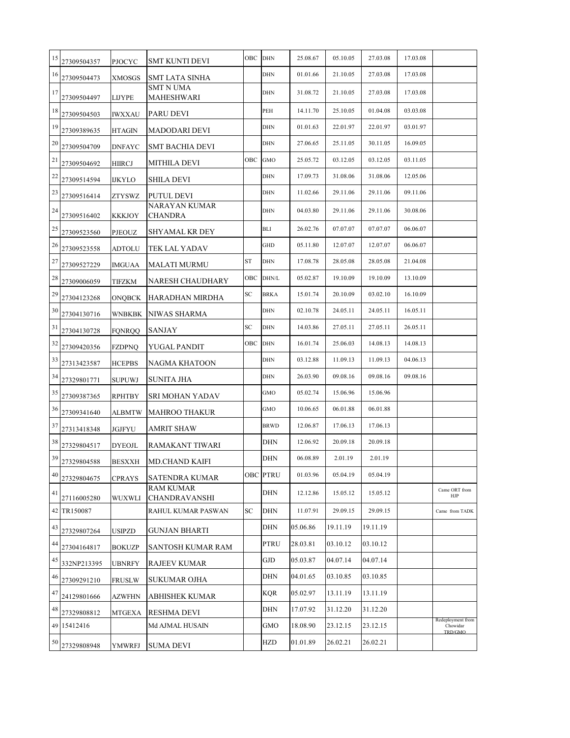| | | | | | | | | | | |
|---|---|---|---|---|---|---|---|---|---|---|
| 15 | 27309504357 | PJOCYC | SMT KUNTI DEVI | OBC | DHN | 25.08.67 | 05.10.05 | 27.03.08 | 17.03.08 | |
| 16 | 27309504473 | XMOSGS | SMT LATA SINHA | | DHN | 01.01.66 | 21.10.05 | 27.03.08 | 17.03.08 | |
| 17 | 27309504497 | LIJYPE | SMT N UMA MAHESHWARI | | DHN | 31.08.72 | 21.10.05 | 27.03.08 | 17.03.08 | |
| 18 | 27309504503 | IWXXAU | PARU DEVI | | PEH | 14.11.70 | 25.10.05 | 01.04.08 | 03.03.08 | |
| 19 | 27309389635 | HTAGIN | MADODARI DEVI | | DHN | 01.01.63 | 22.01.97 | 22.01.97 | 03.01.97 | |
| 20 | 27309504709 | DNFAYC | SMT BACHIA DEVI | | DHN | 27.06.65 | 25.11.05 | 30.11.05 | 16.09.05 | |
| 21 | 27309504692 | HIIRCJ | MITHILA DEVI | OBC | GMO | 25.05.72 | 03.12.05 | 03.12.05 | 03.11.05 | |
| 22 | 27309514594 | IJKYLO | SHILA DEVI | | DHN | 17.09.73 | 31.08.06 | 31.08.06 | 12.05.06 | |
| 23 | 27309516414 | ZTYSWZ | PUTUL DEVI | | DHN | 11.02.66 | 29.11.06 | 29.11.06 | 09.11.06 | |
| 24 | 27309516402 | KKKJOY | NARAYAN KUMAR CHANDRA | | DHN | 04.03.80 | 29.11.06 | 29.11.06 | 30.08.06 | |
| 25 | 27309523560 | PJEOUZ | SHYAMAL KR DEY | | BLI | 26.02.76 | 07.07.07 | 07.07.07 | 06.06.07 | |
| 26 | 27309523558 | ADTOLU | TEK LAL YADAV | | GHD | 05.11.80 | 12.07.07 | 12.07.07 | 06.06.07 | |
| 27 | 27309527229 | IMGUAA | MALATI MURMU | ST | DHN | 17.08.78 | 28.05.08 | 28.05.08 | 21.04.08 | |
| 28 | 27309006059 | TIFZKM | NARESH CHAUDHARY | OBC | DHN/L | 05.02.87 | 19.10.09 | 19.10.09 | 13.10.09 | |
| 29 | 27304123268 | ONQBCK | HARADHAN MIRDHA | SC | BRKA | 15.01.74 | 20.10.09 | 03.02.10 | 16.10.09 | |
| 30 | 27304130716 | WNBKBK | NIWAS SHARMA | | DHN | 02.10.78 | 24.05.11 | 24.05.11 | 16.05.11 | |
| 31 | 27304130728 | FQNRQQ | SANJAY | SC | DHN | 14.03.86 | 27.05.11 | 27.05.11 | 26.05.11 | |
| 32 | 27309420356 | FZDPNQ | YUGAL PANDIT | OBC | DHN | 16.01.74 | 25.06.03 | 14.08.13 | 14.08.13 | |
| 33 | 27313423587 | HCEPBS | NAGMA KHATOON | | DHN | 03.12.88 | 11.09.13 | 11.09.13 | 04.06.13 | |
| 34 | 27329801771 | SUPUWJ | SUNITA JHA | | DHN | 26.03.90 | 09.08.16 | 09.08.16 | 09.08.16 | |
| 35 | 27309387365 | RPHTBY | SRI MOHAN YADAV | | GMO | 05.02.74 | 15.06.96 | 15.06.96 | | |
| 36 | 27309341640 | ALBMTW | MAHROO THAKUR | | GMO | 10.06.65 | 06.01.88 | 06.01.88 | | |
| 37 | 27313418348 | JGJFYU | AMRIT SHAW | | BRWD | 12.06.87 | 17.06.13 | 17.06.13 | | |
| 38 | 27329804517 | DYEOJL | RAMAKANT TIWARI | | DHN | 12.06.92 | 20.09.18 | 20.09.18 | | |
| 39 | 27329804588 | BESXXH | MD.CHAND KAIFI | | DHN | 06.08.89 | 2.01.19 | 2.01.19 | | |
| 40 | 27329804675 | CPRAYS | SATENDRA KUMAR | OBC | PTRU | 01.03.96 | 05.04.19 | 05.04.19 | | |
| 41 | 27116005280 | WUXWLI | RAM KUMAR CHANDRAVANSHI | | DHN | 12.12.86 | 15.05.12 | 15.05.12 | | Came ORT from HJP |
| 42 | TR150087 | | RAHUL KUMAR PASWAN | SC | DHN | 11.07.91 | 29.09.15 | 29.09.15 | | Came from TADK |
| 43 | 27329807264 | USIPZD | GUNJAN BHARTI | | DHN | 05.06.86 | 19.11.19 | 19.11.19 | | |
| 44 | 27304164817 | BOKUZP | SANTOSH KUMAR RAM | | PTRU | 28.03.81 | 03.10.12 | 03.10.12 | | |
| 45 | 332NP213395 | UBNRFY | RAJEEV KUMAR | | GJD | 05.03.87 | 04.07.14 | 04.07.14 | | |
| 46 | 27309291210 | FRUSLW | SUKUMAR OJHA | | DHN | 04.01.65 | 03.10.85 | 03.10.85 | | |
| 47 | 24129801666 | AZWFHN | ABHISHEK KUMAR | | KQR | 05.02.97 | 13.11.19 | 13.11.19 | | |
| 48 | 27329808812 | MTGEXA | RESHMA DEVI | | DHN | 17.07.92 | 31.12.20 | 31.12.20 | | |
| 49 | 15412416 | | Md AJMAL HUSAIN | | GMO | 18.08.90 | 23.12.15 | 23.12.15 | | Redeployment from Chowidar TRD/GMO |
| 50 | 27329808948 | YMWRFJ | SUMA DEVI | | HZD | 01.01.89 | 26.02.21 | 26.02.21 | | |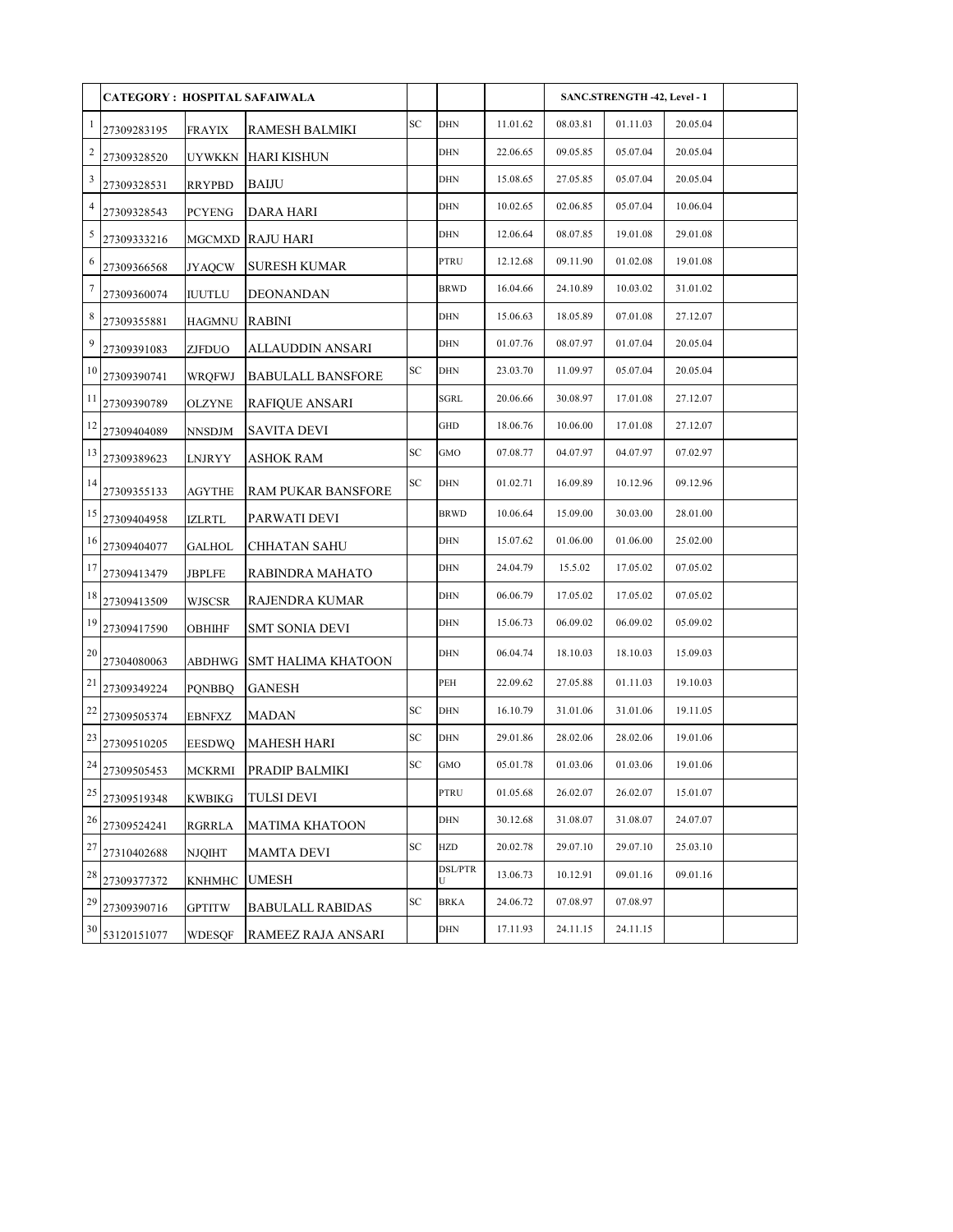| | CATEGORY : HOSPITAL SAFAIWALA | | | | | | SANC.STRENGTH -42, Level - 1 | | | |
|---|---|---|---|---|---|---|---|---|---|---|
| 1 | 27309283195 | FRAYIX | RAMESH BALMIKI | SC | DHN | 11.01.62 | 08.03.81 | 01.11.03 | 20.05.04 | |
| 2 | 27309328520 | UYWKKN | HARI KISHUN | | DHN | 22.06.65 | 09.05.85 | 05.07.04 | 20.05.04 | |
| 3 | 27309328531 | RRYPBD | BAIJU | | DHN | 15.08.65 | 27.05.85 | 05.07.04 | 20.05.04 | |
| 4 | 27309328543 | PCYENG | DARA HARI | | DHN | 10.02.65 | 02.06.85 | 05.07.04 | 10.06.04 | |
| 5 | 27309333216 | MGCMXD | RAJU HARI | | DHN | 12.06.64 | 08.07.85 | 19.01.08 | 29.01.08 | |
| 6 | 27309366568 | JYAQCW | SURESH KUMAR | | PTRU | 12.12.68 | 09.11.90 | 01.02.08 | 19.01.08 | |
| 7 | 27309360074 | IUUTLU | DEONANDAN | | BRWD | 16.04.66 | 24.10.89 | 10.03.02 | 31.01.02 | |
| 8 | 27309355881 | HAGMNU | RABINI | | DHN | 15.06.63 | 18.05.89 | 07.01.08 | 27.12.07 | |
| 9 | 27309391083 | ZJFDUO | ALLAUDDIN ANSARI | | DHN | 01.07.76 | 08.07.97 | 01.07.04 | 20.05.04 | |
| 10 | 27309390741 | WRQFWJ | BABULALL BANSFORE | SC | DHN | 23.03.70 | 11.09.97 | 05.07.04 | 20.05.04 | |
| 11 | 27309390789 | OLZYNE | RAFIQUE ANSARI | | SGRL | 20.06.66 | 30.08.97 | 17.01.08 | 27.12.07 | |
| 12 | 27309404089 | NNSDJM | SAVITA DEVI | | GHD | 18.06.76 | 10.06.00 | 17.01.08 | 27.12.07 | |
| 13 | 27309389623 | LNJRYY | ASHOK RAM | SC | GMO | 07.08.77 | 04.07.97 | 04.07.97 | 07.02.97 | |
| 14 | 27309355133 | AGYTHE | RAM PUKAR BANSFORE | SC | DHN | 01.02.71 | 16.09.89 | 10.12.96 | 09.12.96 | |
| 15 | 27309404958 | IZLRTL | PARWATI DEVI | | BRWD | 10.06.64 | 15.09.00 | 30.03.00 | 28.01.00 | |
| 16 | 27309404077 | GALHOL | CHHATAN SAHU | | DHN | 15.07.62 | 01.06.00 | 01.06.00 | 25.02.00 | |
| 17 | 27309413479 | JBPLFE | RABINDRA MAHATO | | DHN | 24.04.79 | 15.5.02 | 17.05.02 | 07.05.02 | |
| 18 | 27309413509 | WJSCSR | RAJENDRA KUMAR | | DHN | 06.06.79 | 17.05.02 | 17.05.02 | 07.05.02 | |
| 19 | 27309417590 | OBHIHF | SMT SONIA DEVI | | DHN | 15.06.73 | 06.09.02 | 06.09.02 | 05.09.02 | |
| 20 | 27304080063 | ABDHWG | SMT HALIMA KHATOON | | DHN | 06.04.74 | 18.10.03 | 18.10.03 | 15.09.03 | |
| 21 | 27309349224 | PQNBBQ | GANESH | | PEH | 22.09.62 | 27.05.88 | 01.11.03 | 19.10.03 | |
| 22 | 27309505374 | EBNFXZ | MADAN | SC | DHN | 16.10.79 | 31.01.06 | 31.01.06 | 19.11.05 | |
| 23 | 27309510205 | EESDWQ | MAHESH HARI | SC | DHN | 29.01.86 | 28.02.06 | 28.02.06 | 19.01.06 | |
| 24 | 27309505453 | MCKRMI | PRADIP BALMIKI | SC | GMO | 05.01.78 | 01.03.06 | 01.03.06 | 19.01.06 | |
| 25 | 27309519348 | KWBIKG | TULSI DEVI | | PTRU | 01.05.68 | 26.02.07 | 26.02.07 | 15.01.07 | |
| 26 | 27309524241 | RGRRLA | MATIMA KHATOON | | DHN | 30.12.68 | 31.08.07 | 31.08.07 | 24.07.07 | |
| 27 | 27310402688 | NJQIHT | MAMTA DEVI | SC | HZD | 20.02.78 | 29.07.10 | 29.07.10 | 25.03.10 | |
| 28 | 27309377372 | KNHMHC | UMESH | | DSL/PTRU | 13.06.73 | 10.12.91 | 09.01.16 | 09.01.16 | |
| 29 | 27309390716 | GPTITW | BABULALL RABIDAS | SC | BRKA | 24.06.72 | 07.08.97 | 07.08.97 | | |
| 30 | 53120151077 | WDESQF | RAMEEZ RAJA ANSARI | | DHN | 17.11.93 | 24.11.15 | 24.11.15 | | |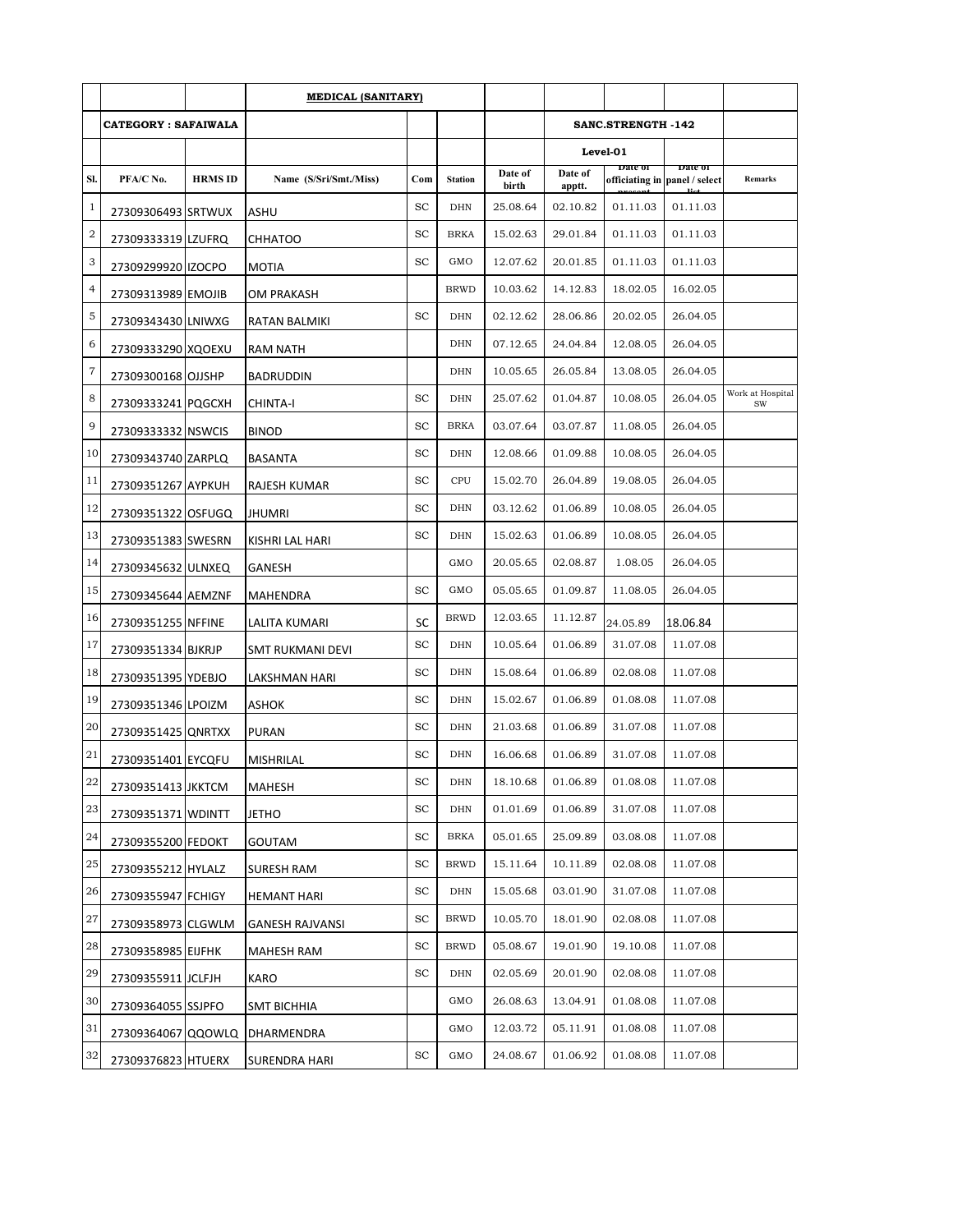| | | | MEDICAL (SANITARY) | | | | | | | |
|---|---|---|---|---|---|---|---|---|---|---|
| | CATEGORY : SAFAIWALA | | | | | | SANC.STRENGTH -142 | | | |
| | | | | | | | Level-01 | | | |
| Sl. | PFA/C No. | HRMS ID | Name (S/Sri/Smt./Miss) | Com | Station | Date of birth | Date of apptt. | Date of officiating in present | Date of panel / select list | Remarks |
| 1 | 27309306493 | SRTWUX | ASHU | SC | DHN | 25.08.64 | 02.10.82 | 01.11.03 | 01.11.03 | |
| 2 | 27309333319 | LZUFRQ | CHHATOO | SC | BRKA | 15.02.63 | 29.01.84 | 01.11.03 | 01.11.03 | |
| 3 | 27309299920 | IZOCPO | MOTIA | SC | GMO | 12.07.62 | 20.01.85 | 01.11.03 | 01.11.03 | |
| 4 | 27309313989 | EMOJIB | OM PRAKASH | | BRWD | 10.03.62 | 14.12.83 | 18.02.05 | 16.02.05 | |
| 5 | 27309343430 | LNIWXG | RATAN BALMIKI | SC | DHN | 02.12.62 | 28.06.86 | 20.02.05 | 26.04.05 | |
| 6 | 27309333290 | XQOEXU | RAM NATH | | DHN | 07.12.65 | 24.04.84 | 12.08.05 | 26.04.05 | |
| 7 | 27309300168 | OJJSHP | BADRUDDIN | | DHN | 10.05.65 | 26.05.84 | 13.08.05 | 26.04.05 | |
| 8 | 27309333241 | PQGCXH | CHINTA-I | SC | DHN | 25.07.62 | 01.04.87 | 10.08.05 | 26.04.05 | Work at Hospital SW |
| 9 | 27309333332 | NSWCIS | BINOD | SC | BRKA | 03.07.64 | 03.07.87 | 11.08.05 | 26.04.05 | |
| 10 | 27309343740 | ZARPLQ | BASANTA | SC | DHN | 12.08.66 | 01.09.88 | 10.08.05 | 26.04.05 | |
| 11 | 27309351267 | AYPKUH | RAJESH KUMAR | SC | CPU | 15.02.70 | 26.04.89 | 19.08.05 | 26.04.05 | |
| 12 | 27309351322 | OSFUGQ | JHUMRI | SC | DHN | 03.12.62 | 01.06.89 | 10.08.05 | 26.04.05 | |
| 13 | 27309351383 | SWESRN | KISHRI LAL HARI | SC | DHN | 15.02.63 | 01.06.89 | 10.08.05 | 26.04.05 | |
| 14 | 27309345632 | ULNXEQ | GANESH | | GMO | 20.05.65 | 02.08.87 | 1.08.05 | 26.04.05 | |
| 15 | 27309345644 | AEMZNF | MAHENDRA | SC | GMO | 05.05.65 | 01.09.87 | 11.08.05 | 26.04.05 | |
| 16 | 27309351255 | NFFINE | LALITA KUMARI | SC | BRWD | 12.03.65 | 11.12.87 | 24.05.89 | 18.06.84 | |
| 17 | 27309351334 | BJKRJP | SMT RUKMANI DEVI | SC | DHN | 10.05.64 | 01.06.89 | 31.07.08 | 11.07.08 | |
| 18 | 27309351395 | YDEBJO | LAKSHMAN HARI | SC | DHN | 15.08.64 | 01.06.89 | 02.08.08 | 11.07.08 | |
| 19 | 27309351346 | LPOIZM | ASHOK | SC | DHN | 15.02.67 | 01.06.89 | 01.08.08 | 11.07.08 | |
| 20 | 27309351425 | QNRTXX | PURAN | SC | DHN | 21.03.68 | 01.06.89 | 31.07.08 | 11.07.08 | |
| 21 | 27309351401 | EYCQFU | MISHRILAL | SC | DHN | 16.06.68 | 01.06.89 | 31.07.08 | 11.07.08 | |
| 22 | 27309351413 | JKKTCM | MAHESH | SC | DHN | 18.10.68 | 01.06.89 | 01.08.08 | 11.07.08 | |
| 23 | 27309351371 | WDINTT | JETHO | SC | DHN | 01.01.69 | 01.06.89 | 31.07.08 | 11.07.08 | |
| 24 | 27309355200 | FEDOKT | GOUTAM | SC | BRKA | 05.01.65 | 25.09.89 | 03.08.08 | 11.07.08 | |
| 25 | 27309355212 | HYLALZ | SURESH RAM | SC | BRWD | 15.11.64 | 10.11.89 | 02.08.08 | 11.07.08 | |
| 26 | 27309355947 | FCHIGY | HEMANT HARI | SC | DHN | 15.05.68 | 03.01.90 | 31.07.08 | 11.07.08 | |
| 27 | 27309358973 | CLGWLM | GANESH RAJVANSI | SC | BRWD | 10.05.70 | 18.01.90 | 02.08.08 | 11.07.08 | |
| 28 | 27309358985 | EIJFHK | MAHESH RAM | SC | BRWD | 05.08.67 | 19.01.90 | 19.10.08 | 11.07.08 | |
| 29 | 27309355911 | JCLFJH | KARO | SC | DHN | 02.05.69 | 20.01.90 | 02.08.08 | 11.07.08 | |
| 30 | 27309364055 | SSJPFO | SMT BICHHIA | | GMO | 26.08.63 | 13.04.91 | 01.08.08 | 11.07.08 | |
| 31 | 27309364067 | QQOWLQ | DHARMENDRA | | GMO | 12.03.72 | 05.11.91 | 01.08.08 | 11.07.08 | |
| 32 | 27309376823 | HTUERX | SURENDRA HARI | SC | GMO | 24.08.67 | 01.06.92 | 01.08.08 | 11.07.08 | |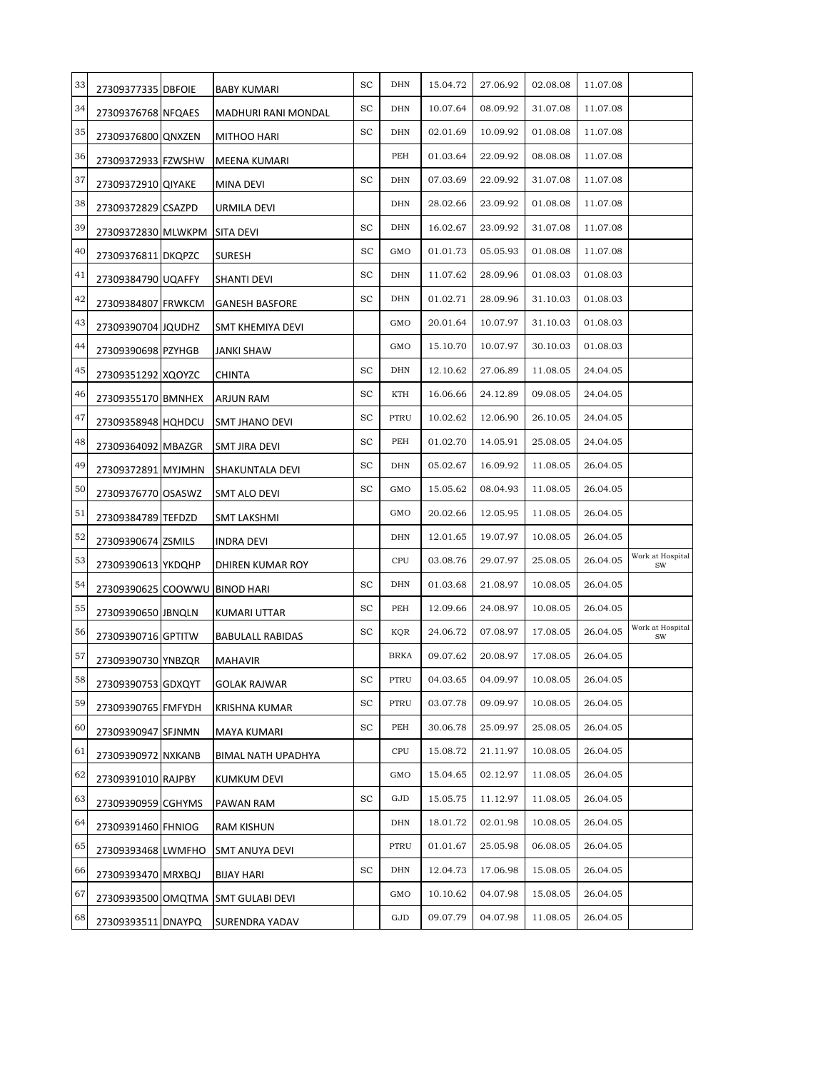| | | | | | | | | | | |
|---|---|---|---|---|---|---|---|---|---|---|
| 33 | 27309377335 | DBFOIE | BABY KUMARI | SC | DHN | 15.04.72 | 27.06.92 | 02.08.08 | 11.07.08 | |
| 34 | 27309376768 | NFQAES | MADHURI RANI MONDAL | SC | DHN | 10.07.64 | 08.09.92 | 31.07.08 | 11.07.08 | |
| 35 | 27309376800 | QNXZEN | MITHOO HARI | SC | DHN | 02.01.69 | 10.09.92 | 01.08.08 | 11.07.08 | |
| 36 | 27309372933 | FZWSHW | MEENA KUMARI | | PEH | 01.03.64 | 22.09.92 | 08.08.08 | 11.07.08 | |
| 37 | 27309372910 | QIYAKE | MINA DEVI | SC | DHN | 07.03.69 | 22.09.92 | 31.07.08 | 11.07.08 | |
| 38 | 27309372829 | CSAZPD | URMILA DEVI | | DHN | 28.02.66 | 23.09.92 | 01.08.08 | 11.07.08 | |
| 39 | 27309372830 | MLWKPM | SITA DEVI | SC | DHN | 16.02.67 | 23.09.92 | 31.07.08 | 11.07.08 | |
| 40 | 27309376811 | DKQPZC | SURESH | SC | GMO | 01.01.73 | 05.05.93 | 01.08.08 | 11.07.08 | |
| 41 | 27309384790 | UQAFFY | SHANTI DEVI | SC | DHN | 11.07.62 | 28.09.96 | 01.08.03 | 01.08.03 | |
| 42 | 27309384807 | FRWKCM | GANESH BASFORE | SC | DHN | 01.02.71 | 28.09.96 | 31.10.03 | 01.08.03 | |
| 43 | 27309390704 | JQUDHZ | SMT KHEMIYA DEVI | | GMO | 20.01.64 | 10.07.97 | 31.10.03 | 01.08.03 | |
| 44 | 27309390698 | PZYHGB | JANKI SHAW | | GMO | 15.10.70 | 10.07.97 | 30.10.03 | 01.08.03 | |
| 45 | 27309351292 | XQOYZC | CHINTA | SC | DHN | 12.10.62 | 27.06.89 | 11.08.05 | 24.04.05 | |
| 46 | 27309355170 | BMNHEX | ARJUN RAM | SC | KTH | 16.06.66 | 24.12.89 | 09.08.05 | 24.04.05 | |
| 47 | 27309358948 | HQHDCU | SMT JHANO DEVI | SC | PTRU | 10.02.62 | 12.06.90 | 26.10.05 | 24.04.05 | |
| 48 | 27309364092 | MBAZGR | SMT JIRA DEVI | SC | PEH | 01.02.70 | 14.05.91 | 25.08.05 | 24.04.05 | |
| 49 | 27309372891 | MYJMHN | SHAKUNTALA DEVI | SC | DHN | 05.02.67 | 16.09.92 | 11.08.05 | 26.04.05 | |
| 50 | 27309376770 | OSASWZ | SMT ALO DEVI | SC | GMO | 15.05.62 | 08.04.93 | 11.08.05 | 26.04.05 | |
| 51 | 27309384789 | TEFDZD | SMT LAKSHMI | | GMO | 20.02.66 | 12.05.95 | 11.08.05 | 26.04.05 | |
| 52 | 27309390674 | ZSMILS | INDRA DEVI | | DHN | 12.01.65 | 19.07.97 | 10.08.05 | 26.04.05 | |
| 53 | 27309390613 | YKDQHP | DHIREN KUMAR ROY | | CPU | 03.08.76 | 29.07.97 | 25.08.05 | 26.04.05 | Work at Hospital SW |
| 54 | 27309390625 | COOWWU | BINOD HARI | SC | DHN | 01.03.68 | 21.08.97 | 10.08.05 | 26.04.05 | |
| 55 | 27309390650 | JBNQLN | KUMARI UTTAR | SC | PEH | 12.09.66 | 24.08.97 | 10.08.05 | 26.04.05 | |
| 56 | 27309390716 | GPTITW | BABULALL RABIDAS | SC | KQR | 24.06.72 | 07.08.97 | 17.08.05 | 26.04.05 | Work at Hospital SW |
| 57 | 27309390730 | YNBZQR | MAHAVIR | | BRKA | 09.07.62 | 20.08.97 | 17.08.05 | 26.04.05 | |
| 58 | 27309390753 | GDXQYT | GOLAK RAJWAR | SC | PTRU | 04.03.65 | 04.09.97 | 10.08.05 | 26.04.05 | |
| 59 | 27309390765 | FMFYDH | KRISHNA KUMAR | SC | PTRU | 03.07.78 | 09.09.97 | 10.08.05 | 26.04.05 | |
| 60 | 27309390947 | SFJNMN | MAYA KUMARI | SC | PEH | 30.06.78 | 25.09.97 | 25.08.05 | 26.04.05 | |
| 61 | 27309390972 | NXKANB | BIMAL NATH UPADHYA | | CPU | 15.08.72 | 21.11.97 | 10.08.05 | 26.04.05 | |
| 62 | 27309391010 | RAJPBY | KUMKUM DEVI | | GMO | 15.04.65 | 02.12.97 | 11.08.05 | 26.04.05 | |
| 63 | 27309390959 | CGHYMS | PAWAN RAM | SC | GJD | 15.05.75 | 11.12.97 | 11.08.05 | 26.04.05 | |
| 64 | 27309391460 | FHNIOG | RAM KISHUN | | DHN | 18.01.72 | 02.01.98 | 10.08.05 | 26.04.05 | |
| 65 | 27309393468 | LWMFHO | SMT ANUYA DEVI | | PTRU | 01.01.67 | 25.05.98 | 06.08.05 | 26.04.05 | |
| 66 | 27309393470 | MRXBQJ | BIJAY HARI | SC | DHN | 12.04.73 | 17.06.98 | 15.08.05 | 26.04.05 | |
| 67 | 27309393500 | OMQTMA | SMT GULABI DEVI | | GMO | 10.10.62 | 04.07.98 | 15.08.05 | 26.04.05 | |
| 68 | 27309393511 | DNAYPQ | SURENDRA YADAV | | GJD | 09.07.79 | 04.07.98 | 11.08.05 | 26.04.05 | |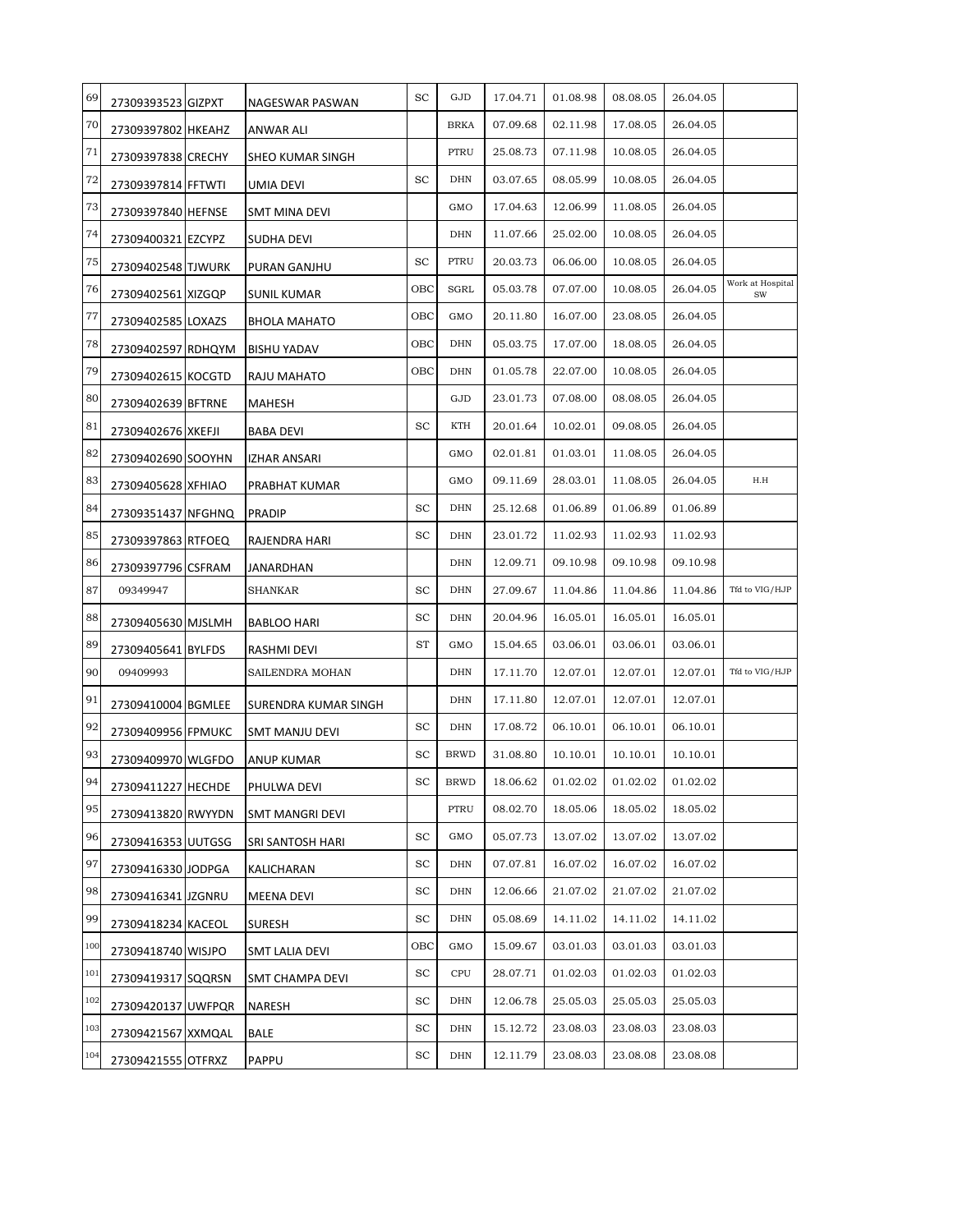| | | | | | | | | | | |
|---|---|---|---|---|---|---|---|---|---|---|
| 69 | 27309393523 | GIZPXT | NAGESWAR PASWAN | SC | GJD | 17.04.71 | 01.08.98 | 08.08.05 | 26.04.05 | |
| 70 | 27309397802 | HKEAHZ | ANWAR ALI | | BRKA | 07.09.68 | 02.11.98 | 17.08.05 | 26.04.05 | |
| 71 | 27309397838 | CRECHY | SHEO KUMAR SINGH | | PTRU | 25.08.73 | 07.11.98 | 10.08.05 | 26.04.05 | |
| 72 | 27309397814 | FFTWTI | UMIA DEVI | SC | DHN | 03.07.65 | 08.05.99 | 10.08.05 | 26.04.05 | |
| 73 | 27309397840 | HEFNSE | SMT MINA DEVI | | GMO | 17.04.63 | 12.06.99 | 11.08.05 | 26.04.05 | |
| 74 | 27309400321 | EZCYPZ | SUDHA DEVI | | DHN | 11.07.66 | 25.02.00 | 10.08.05 | 26.04.05 | |
| 75 | 27309402548 | TJWURK | PURAN GANJHU | SC | PTRU | 20.03.73 | 06.06.00 | 10.08.05 | 26.04.05 | |
| 76 | 27309402561 | XIZGQP | SUNIL KUMAR | OBC | SGRL | 05.03.78 | 07.07.00 | 10.08.05 | 26.04.05 | Work at Hospital SW |
| 77 | 27309402585 | LOXAZS | BHOLA MAHATO | OBC | GMO | 20.11.80 | 16.07.00 | 23.08.05 | 26.04.05 | |
| 78 | 27309402597 | RDHQYM | BISHU YADAV | OBC | DHN | 05.03.75 | 17.07.00 | 18.08.05 | 26.04.05 | |
| 79 | 27309402615 | KOCGTD | RAJU MAHATO | OBC | DHN | 01.05.78 | 22.07.00 | 10.08.05 | 26.04.05 | |
| 80 | 27309402639 | BFTRNE | MAHESH | | GJD | 23.01.73 | 07.08.00 | 08.08.05 | 26.04.05 | |
| 81 | 27309402676 | XKEFJI | BABA DEVI | SC | KTH | 20.01.64 | 10.02.01 | 09.08.05 | 26.04.05 | |
| 82 | 27309402690 | SOOYHN | IZHAR ANSARI | | GMO | 02.01.81 | 01.03.01 | 11.08.05 | 26.04.05 | |
| 83 | 27309405628 | XFHIAO | PRABHAT KUMAR | | GMO | 09.11.69 | 28.03.01 | 11.08.05 | 26.04.05 | H.H |
| 84 | 27309351437 | NFGHNQ | PRADIP | SC | DHN | 25.12.68 | 01.06.89 | 01.06.89 | 01.06.89 | |
| 85 | 27309397863 | RTFOEQ | RAJENDRA HARI | SC | DHN | 23.01.72 | 11.02.93 | 11.02.93 | 11.02.93 | |
| 86 | 27309397796 | CSFRAM | JANARDHAN | | DHN | 12.09.71 | 09.10.98 | 09.10.98 | 09.10.98 | |
| 87 | 09349947 | | SHANKAR | SC | DHN | 27.09.67 | 11.04.86 | 11.04.86 | 11.04.86 | Tfd to VIG/HJP |
| 88 | 27309405630 | MJSLMH | BABLOO HARI | SC | DHN | 20.04.96 | 16.05.01 | 16.05.01 | 16.05.01 | |
| 89 | 27309405641 | BYLFDS | RASHMI DEVI | ST | GMO | 15.04.65 | 03.06.01 | 03.06.01 | 03.06.01 | |
| 90 | 09409993 | | SAILENDRA MOHAN | | DHN | 17.11.70 | 12.07.01 | 12.07.01 | 12.07.01 | Tfd to VIG/HJP |
| 91 | 27309410004 | BGMLEE | SURENDRA KUMAR SINGH | | DHN | 17.11.80 | 12.07.01 | 12.07.01 | 12.07.01 | |
| 92 | 27309409956 | FPMUKC | SMT MANJU DEVI | SC | DHN | 17.08.72 | 06.10.01 | 06.10.01 | 06.10.01 | |
| 93 | 27309409970 | WLGFDO | ANUP KUMAR | SC | BRWD | 31.08.80 | 10.10.01 | 10.10.01 | 10.10.01 | |
| 94 | 27309411227 | HECHDE | PHULWA DEVI | SC | BRWD | 18.06.62 | 01.02.02 | 01.02.02 | 01.02.02 | |
| 95 | 27309413820 | RWYYDN | SMT MANGRI DEVI | | PTRU | 08.02.70 | 18.05.06 | 18.05.02 | 18.05.02 | |
| 96 | 27309416353 | UUTGSG | SRI SANTOSH HARI | SC | GMO | 05.07.73 | 13.07.02 | 13.07.02 | 13.07.02 | |
| 97 | 27309416330 | JODPGA | KALICHARAN | SC | DHN | 07.07.81 | 16.07.02 | 16.07.02 | 16.07.02 | |
| 98 | 27309416341 | JZGNRU | MEENA DEVI | SC | DHN | 12.06.66 | 21.07.02 | 21.07.02 | 21.07.02 | |
| 99 | 27309418234 | KACEOL | SURESH | SC | DHN | 05.08.69 | 14.11.02 | 14.11.02 | 14.11.02 | |
| 100 | 27309418740 | WISJPO | SMT LALIA DEVI | OBC | GMO | 15.09.67 | 03.01.03 | 03.01.03 | 03.01.03 | |
| 101 | 27309419317 | SQQRSN | SMT CHAMPA DEVI | SC | CPU | 28.07.71 | 01.02.03 | 01.02.03 | 01.02.03 | |
| 102 | 27309420137 | UWFPQR | NARESH | SC | DHN | 12.06.78 | 25.05.03 | 25.05.03 | 25.05.03 | |
| 103 | 27309421567 | XXMQAL | BALE | SC | DHN | 15.12.72 | 23.08.03 | 23.08.03 | 23.08.03 | |
| 104 | 27309421555 | OTFRXZ | PAPPU | SC | DHN | 12.11.79 | 23.08.03 | 23.08.08 | 23.08.08 | |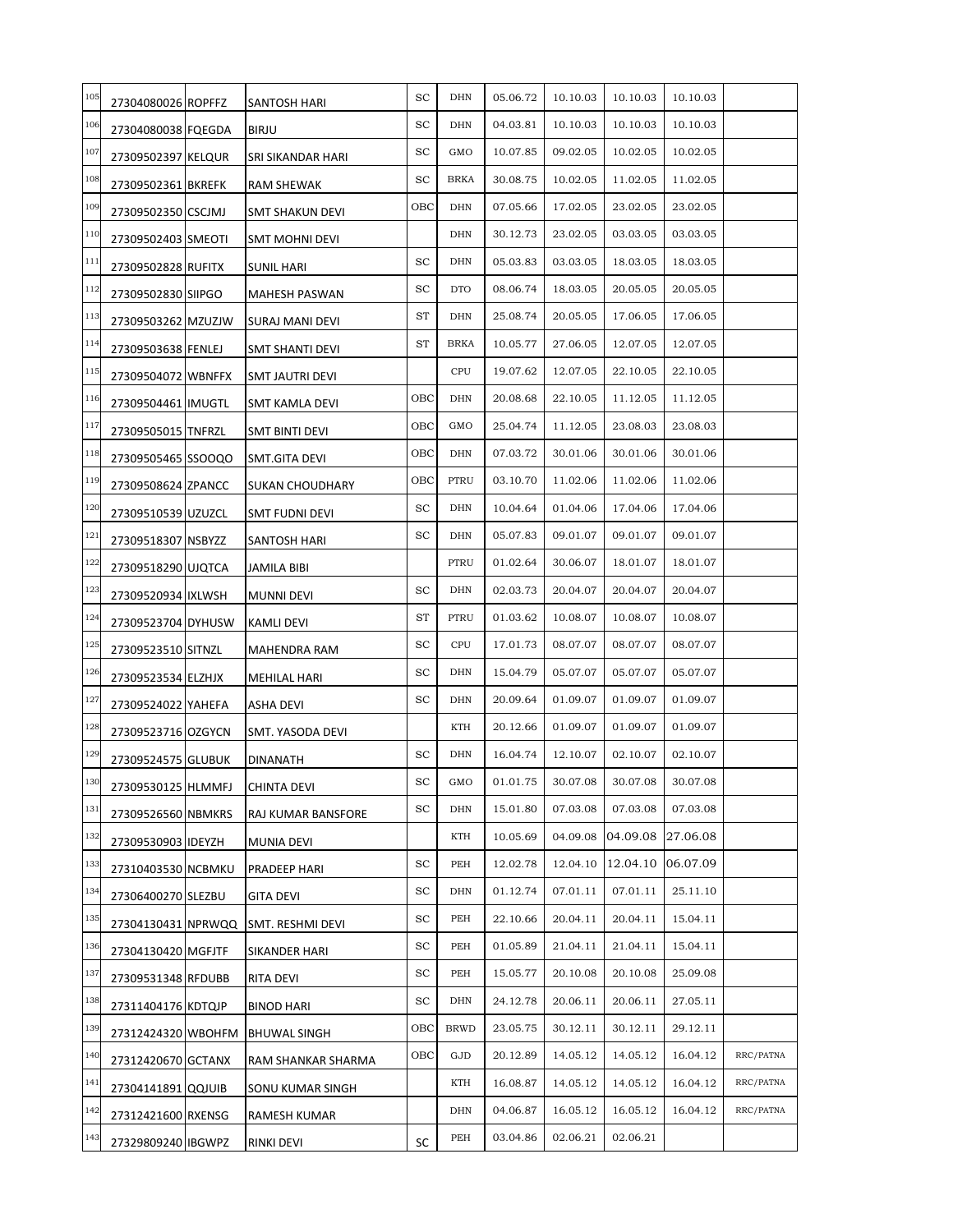| | | | | | | | | | | |
|---|---|---|---|---|---|---|---|---|---|---|
| 105 | 27304080026 | ROPFFZ | SANTOSH HARI | SC | DHN | 05.06.72 | 10.10.03 | 10.10.03 | 10.10.03 | |
| 106 | 27304080038 | FQEGDA | BIRJU | SC | DHN | 04.03.81 | 10.10.03 | 10.10.03 | 10.10.03 | |
| 107 | 27309502397 | KELQUR | SRI SIKANDAR HARI | SC | GMO | 10.07.85 | 09.02.05 | 10.02.05 | 10.02.05 | |
| 108 | 27309502361 | BKREFK | RAM SHEWAK | SC | BRKA | 30.08.75 | 10.02.05 | 11.02.05 | 11.02.05 | |
| 109 | 27309502350 | CSCJMJ | SMT SHAKUN DEVI | OBC | DHN | 07.05.66 | 17.02.05 | 23.02.05 | 23.02.05 | |
| 110 | 27309502403 | SMEOTI | SMT MOHNI DEVI | | DHN | 30.12.73 | 23.02.05 | 03.03.05 | 03.03.05 | |
| 111 | 27309502828 | RUFITX | SUNIL HARI | SC | DHN | 05.03.83 | 03.03.05 | 18.03.05 | 18.03.05 | |
| 112 | 27309502830 | SIIPGO | MAHESH PASWAN | SC | DTO | 08.06.74 | 18.03.05 | 20.05.05 | 20.05.05 | |
| 113 | 27309503262 | MZUZJW | SURAJ MANI DEVI | ST | DHN | 25.08.74 | 20.05.05 | 17.06.05 | 17.06.05 | |
| 114 | 27309503638 | FENLEJ | SMT SHANTI DEVI | ST | BRKA | 10.05.77 | 27.06.05 | 12.07.05 | 12.07.05 | |
| 115 | 27309504072 | WBNFFX | SMT JAUTRI DEVI | | CPU | 19.07.62 | 12.07.05 | 22.10.05 | 22.10.05 | |
| 116 | 27309504461 | IMUGTL | SMT KAMLA DEVI | OBC | DHN | 20.08.68 | 22.10.05 | 11.12.05 | 11.12.05 | |
| 117 | 27309505015 | TNFRZL | SMT BINTI DEVI | OBC | GMO | 25.04.74 | 11.12.05 | 23.08.03 | 23.08.03 | |
| 118 | 27309505465 | SSOOQO | SMT.GITA DEVI | OBC | DHN | 07.03.72 | 30.01.06 | 30.01.06 | 30.01.06 | |
| 119 | 27309508624 | ZPANCC | SUKAN CHOUDHARY | OBC | PTRU | 03.10.70 | 11.02.06 | 11.02.06 | 11.02.06 | |
| 120 | 27309510539 | UZUZCL | SMT FUDNI DEVI | SC | DHN | 10.04.64 | 01.04.06 | 17.04.06 | 17.04.06 | |
| 121 | 27309518307 | NSBYZZ | SANTOSH HARI | SC | DHN | 05.07.83 | 09.01.07 | 09.01.07 | 09.01.07 | |
| 122 | 27309518290 | UJQTCA | JAMILA BIBI | | PTRU | 01.02.64 | 30.06.07 | 18.01.07 | 18.01.07 | |
| 123 | 27309520934 | IXLWSH | MUNNI DEVI | SC | DHN | 02.03.73 | 20.04.07 | 20.04.07 | 20.04.07 | |
| 124 | 27309523704 | DYHUSW | KAMLI DEVI | ST | PTRU | 01.03.62 | 10.08.07 | 10.08.07 | 10.08.07 | |
| 125 | 27309523510 | SITNZL | MAHENDRA RAM | SC | CPU | 17.01.73 | 08.07.07 | 08.07.07 | 08.07.07 | |
| 126 | 27309523534 | ELZHJX | MEHILAL HARI | SC | DHN | 15.04.79 | 05.07.07 | 05.07.07 | 05.07.07 | |
| 127 | 27309524022 | YAHEFA | ASHA DEVI | SC | DHN | 20.09.64 | 01.09.07 | 01.09.07 | 01.09.07 | |
| 128 | 27309523716 | OZGYCN | SMT. YASODA DEVI | | KTH | 20.12.66 | 01.09.07 | 01.09.07 | 01.09.07 | |
| 129 | 27309524575 | GLUBUK | DINANATH | SC | DHN | 16.04.74 | 12.10.07 | 02.10.07 | 02.10.07 | |
| 130 | 27309530125 | HLMMFJ | CHINTA DEVI | SC | GMO | 01.01.75 | 30.07.08 | 30.07.08 | 30.07.08 | |
| 131 | 27309526560 | NBMKRS | RAJ KUMAR BANSFORE | SC | DHN | 15.01.80 | 07.03.08 | 07.03.08 | 07.03.08 | |
| 132 | 27309530903 | IDEYZH | MUNIA DEVI | | KTH | 10.05.69 | 04.09.08 | 04.09.08 | 27.06.08 | |
| 133 | 27310403530 | NCBMKU | PRADEEP HARI | SC | PEH | 12.02.78 | 12.04.10 | 12.04.10 | 06.07.09 | |
| 134 | 27306400270 | SLEZBU | GITA DEVI | SC | DHN | 01.12.74 | 07.01.11 | 07.01.11 | 25.11.10 | |
| 135 | 27304130431 | NPRWQQ | SMT. RESHMI DEVI | SC | PEH | 22.10.66 | 20.04.11 | 20.04.11 | 15.04.11 | |
| 136 | 27304130420 | MGFJTF | SIKANDER HARI | SC | PEH | 01.05.89 | 21.04.11 | 21.04.11 | 15.04.11 | |
| 137 | 27309531348 | RFDUBB | RITA DEVI | SC | PEH | 15.05.77 | 20.10.08 | 20.10.08 | 25.09.08 | |
| 138 | 27311404176 | KDTQJP | BINOD HARI | SC | DHN | 24.12.78 | 20.06.11 | 20.06.11 | 27.05.11 | |
| 139 | 27312424320 | WBOHFM | BHUWAL SINGH | OBC | BRWD | 23.05.75 | 30.12.11 | 30.12.11 | 29.12.11 | |
| 140 | 27312420670 | GCTANX | RAM SHANKAR SHARMA | OBC | GJD | 20.12.89 | 14.05.12 | 14.05.12 | 16.04.12 | RRC/PATNA |
| 141 | 27304141891 | QQJUIB | SONU KUMAR SINGH | | KTH | 16.08.87 | 14.05.12 | 14.05.12 | 16.04.12 | RRC/PATNA |
| 142 | 27312421600 | RXENSG | RAMESH KUMAR | | DHN | 04.06.87 | 16.05.12 | 16.05.12 | 16.04.12 | RRC/PATNA |
| 143 | 27329809240 | IBGWPZ | RINKI DEVI | SC | PEH | 03.04.86 | 02.06.21 | 02.06.21 | | |